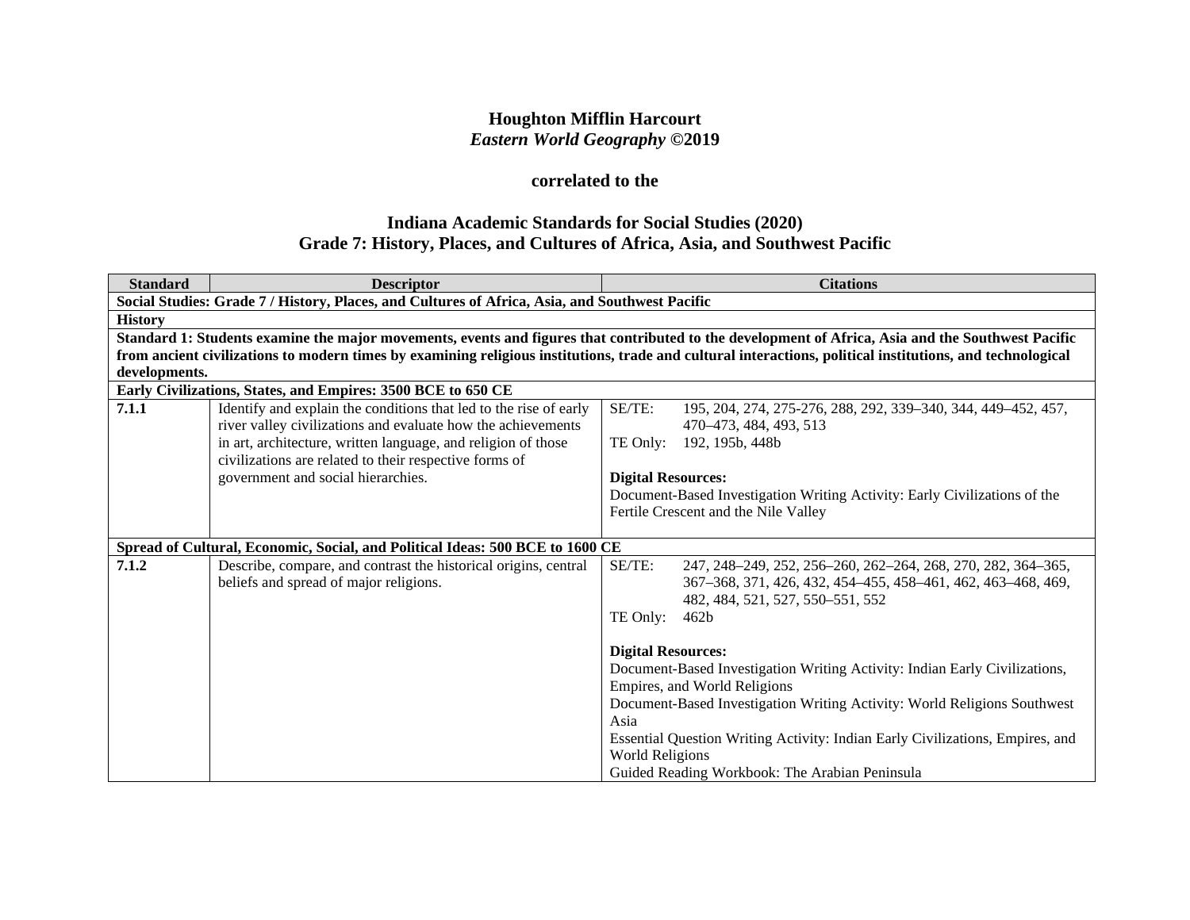# Houghton Mifflin Harcourt
## *Eastern World Geography* ©2019

### correlated to the

## Indiana Academic Standards for Social Studies (2020)
## Grade 7: History, Places, and Cultures of Africa, Asia, and Southwest Pacific

| Standard | Descriptor | Citations |
|---|---|---|
| **Social Studies: Grade 7 / History, Places, and Cultures of Africa, Asia, and Southwest Pacific** | | |
| **History** | | |
| **Standard 1: Students examine the major movements, events and figures that contributed to the development of Africa, Asia and the Southwest Pacific from ancient civilizations to modern times by examining religious institutions, trade and cultural interactions, political institutions, and technological developments.** | | |
| **Early Civilizations, States, and Empires: 3500 BCE to 650 CE** | | |
| **7.1.1** | Identify and explain the conditions that led to the rise of early river valley civilizations and evaluate how the achievements in art, architecture, written language, and religion of those civilizations are related to their respective forms of government and social hierarchies. | SE/TE: 195, 204, 274, 275-276, 288, 292, 339–340, 344, 449–452, 457, 470–473, 484, 493, 513<br>TE Only: 192, 195b, 448b<br><br>**Digital Resources:**<br>Document-Based Investigation Writing Activity: Early Civilizations of the Fertile Crescent and the Nile Valley |
| **Spread of Cultural, Economic, Social, and Political Ideas: 500 BCE to 1600 CE** | | |
| **7.1.2** | Describe, compare, and contrast the historical origins, central beliefs and spread of major religions. | SE/TE: 247, 248–249, 252, 256–260, 262–264, 268, 270, 282, 364–365, 367–368, 371, 426, 432, 454–455, 458–461, 462, 463–468, 469, 482, 484, 521, 527, 550–551, 552<br>TE Only: 462b<br><br>**Digital Resources:**<br>Document-Based Investigation Writing Activity: Indian Early Civilizations, Empires, and World Religions<br>Document-Based Investigation Writing Activity: World Religions Southwest Asia<br>Essential Question Writing Activity: Indian Early Civilizations, Empires, and World Religions<br>Guided Reading Workbook: The Arabian Peninsula |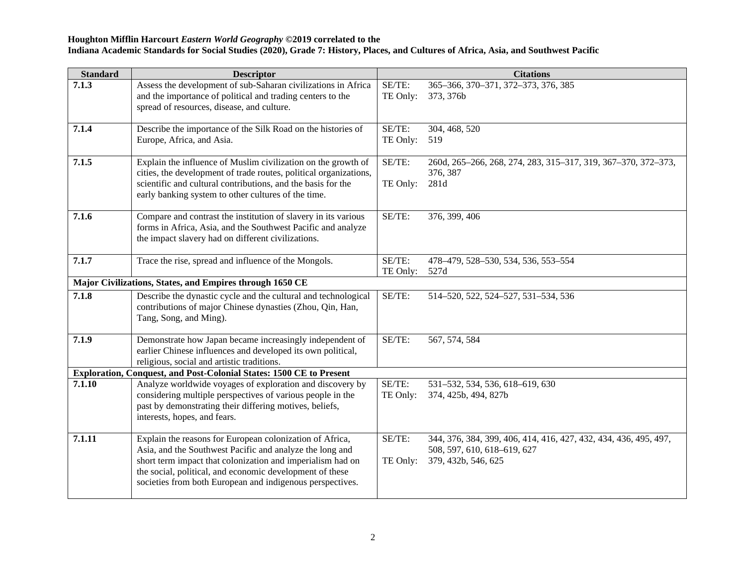**Houghton Mifflin Harcourt *Eastern World Geography* ©2019 correlated to the**
**Indiana Academic Standards for Social Studies (2020), Grade 7: History, Places, and Cultures of Africa, Asia, and Southwest Pacific**

| Standard | Descriptor | Citations |
|---|---|---|
| **7.1.3** | Assess the development of sub-Saharan civilizations in Africa and the importance of political and trading centers to the spread of resources, disease, and culture. | SE/TE: 365–366, 370–371, 372–373, 376, 385<br>TE Only: 373, 376b |
| **7.1.4** | Describe the importance of the Silk Road on the histories of Europe, Africa, and Asia. | SE/TE: 304, 468, 520<br>TE Only: 519 |
| **7.1.5** | Explain the influence of Muslim civilization on the growth of cities, the development of trade routes, political organizations, scientific and cultural contributions, and the basis for the early banking system to other cultures of the time. | SE/TE: 260d, 265–266, 268, 274, 283, 315–317, 319, 367–370, 372–373, 376, 387<br>TE Only: 281d |
| **7.1.6** | Compare and contrast the institution of slavery in its various forms in Africa, Asia, and the Southwest Pacific and analyze the impact slavery had on different civilizations. | SE/TE: 376, 399, 406 |
| **7.1.7** | Trace the rise, spread and influence of the Mongols. | SE/TE: 478–479, 528–530, 534, 536, 553–554<br>TE Only: 527d |
| **Major Civilizations, States, and Empires through 1650 CE** | | |
| **7.1.8** | Describe the dynastic cycle and the cultural and technological contributions of major Chinese dynasties (Zhou, Qin, Han, Tang, Song, and Ming). | SE/TE: 514–520, 522, 524–527, 531–534, 536 |
| **7.1.9** | Demonstrate how Japan became increasingly independent of earlier Chinese influences and developed its own political, religious, social and artistic traditions. | SE/TE: 567, 574, 584 |
| **Exploration, Conquest, and Post-Colonial States: 1500 CE to Present** | | |
| **7.1.10** | Analyze worldwide voyages of exploration and discovery by considering multiple perspectives of various people in the past by demonstrating their differing motives, beliefs, interests, hopes, and fears. | SE/TE: 531–532, 534, 536, 618–619, 630<br>TE Only: 374, 425b, 494, 827b |
| **7.1.11** | Explain the reasons for European colonization of Africa, Asia, and the Southwest Pacific and analyze the long and short term impact that colonization and imperialism had on the social, political, and economic development of these societies from both European and indigenous perspectives. | SE/TE: 344, 376, 384, 399, 406, 414, 416, 427, 432, 434, 436, 495, 497, 508, 597, 610, 618–619, 627<br>TE Only: 379, 432b, 546, 625 |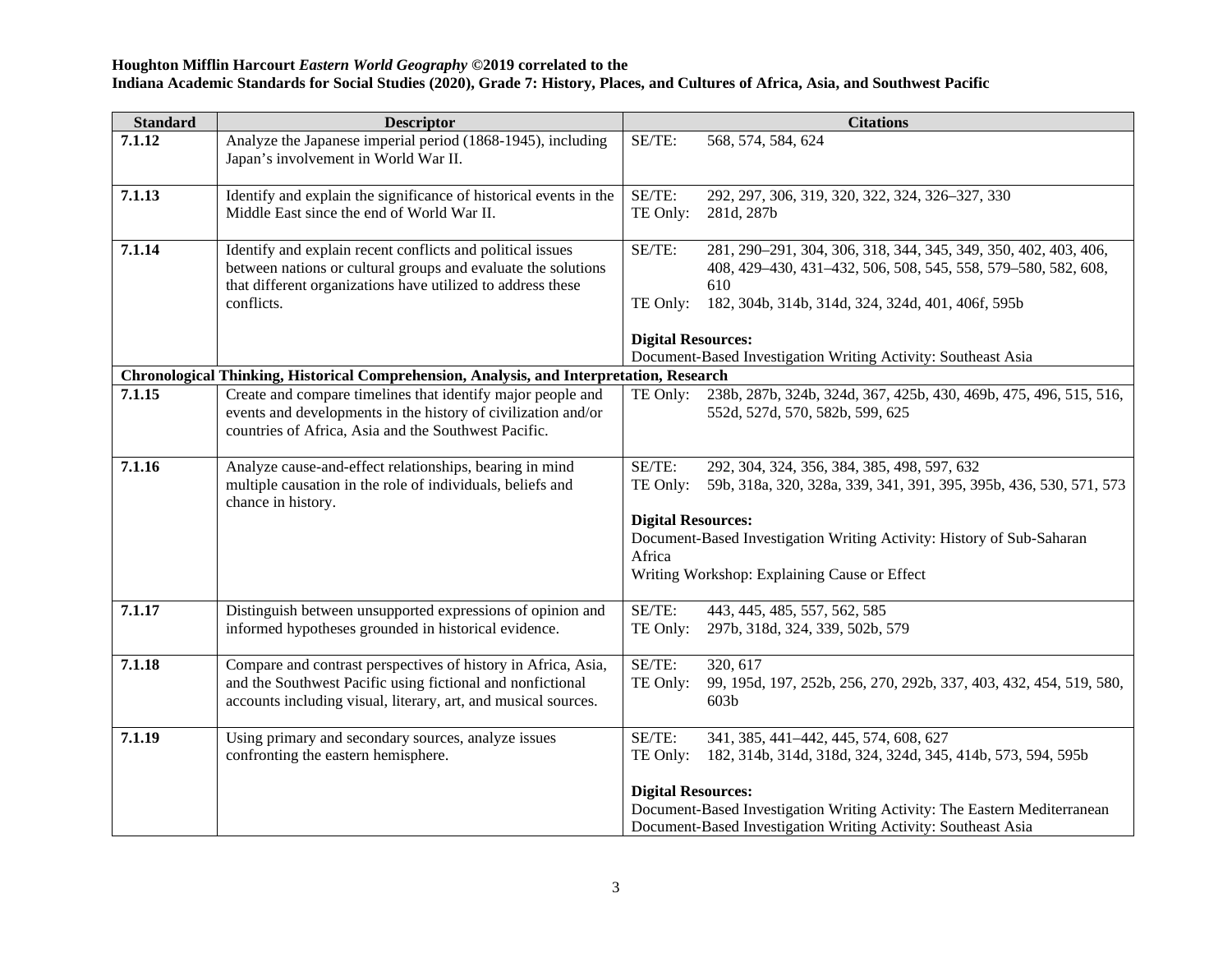**Houghton Mifflin Harcourt *Eastern World Geography* ©2019 correlated to the**
**Indiana Academic Standards for Social Studies (2020), Grade 7: History, Places, and Cultures of Africa, Asia, and Southwest Pacific**

| Standard | Descriptor | Citations |
|---|---|---|
| **7.1.12** | Analyze the Japanese imperial period (1868-1945), including Japan's involvement in World War II. | SE/TE: 568, 574, 584, 624 |
| **7.1.13** | Identify and explain the significance of historical events in the Middle East since the end of World War II. | SE/TE: 292, 297, 306, 319, 320, 322, 324, 326–327, 330<br>TE Only: 281d, 287b |
| **7.1.14** | Identify and explain recent conflicts and political issues between nations or cultural groups and evaluate the solutions that different organizations have utilized to address these conflicts. | SE/TE: 281, 290–291, 304, 306, 318, 344, 345, 349, 350, 402, 403, 406, 408, 429–430, 431–432, 506, 508, 545, 558, 579–580, 582, 608, 610<br>TE Only: 182, 304b, 314b, 314d, 324, 324d, 401, 406f, 595b<br><br>**Digital Resources:**<br>Document-Based Investigation Writing Activity: Southeast Asia |
| **Chronological Thinking, Historical Comprehension, Analysis, and Interpretation, Research** | | |
| **7.1.15** | Create and compare timelines that identify major people and events and developments in the history of civilization and/or countries of Africa, Asia and the Southwest Pacific. | TE Only: 238b, 287b, 324b, 324d, 367, 425b, 430, 469b, 475, 496, 515, 516, 552d, 527d, 570, 582b, 599, 625 |
| **7.1.16** | Analyze cause-and-effect relationships, bearing in mind multiple causation in the role of individuals, beliefs and chance in history. | SE/TE: 292, 304, 324, 356, 384, 385, 498, 597, 632<br>TE Only: 59b, 318a, 320, 328a, 339, 341, 391, 395, 395b, 436, 530, 571, 573<br><br>**Digital Resources:**<br>Document-Based Investigation Writing Activity: History of Sub-Saharan Africa<br>Writing Workshop: Explaining Cause or Effect |
| **7.1.17** | Distinguish between unsupported expressions of opinion and informed hypotheses grounded in historical evidence. | SE/TE: 443, 445, 485, 557, 562, 585<br>TE Only: 297b, 318d, 324, 339, 502b, 579 |
| **7.1.18** | Compare and contrast perspectives of history in Africa, Asia, and the Southwest Pacific using fictional and nonfictional accounts including visual, literary, art, and musical sources. | SE/TE: 320, 617<br>TE Only: 99, 195d, 197, 252b, 256, 270, 292b, 337, 403, 432, 454, 519, 580, 603b |
| **7.1.19** | Using primary and secondary sources, analyze issues confronting the eastern hemisphere. | SE/TE: 341, 385, 441–442, 445, 574, 608, 627<br>TE Only: 182, 314b, 314d, 318d, 324, 324d, 345, 414b, 573, 594, 595b<br><br>**Digital Resources:**<br>Document-Based Investigation Writing Activity: The Eastern Mediterranean<br>Document-Based Investigation Writing Activity: Southeast Asia |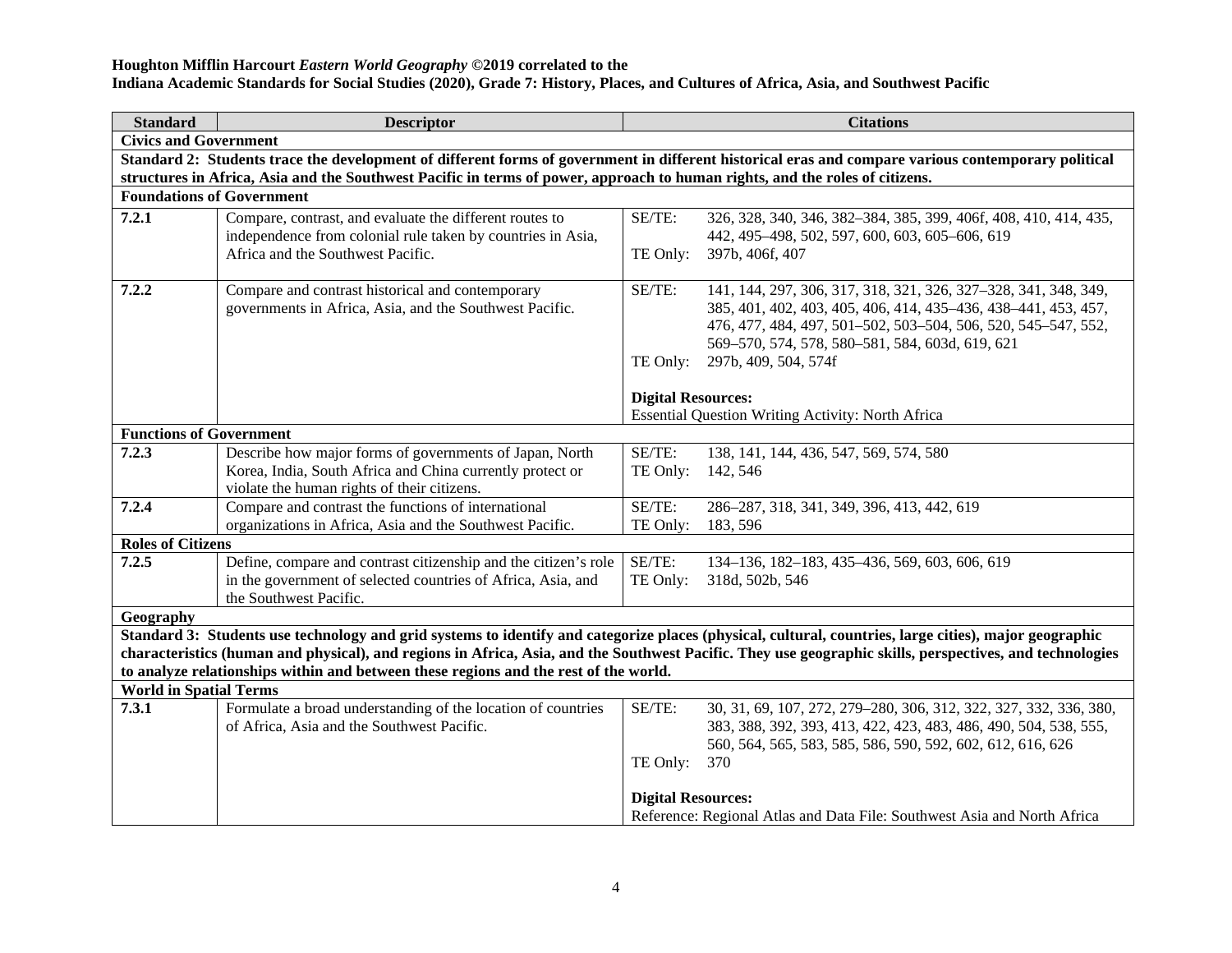**Houghton Mifflin Harcourt *Eastern World Geography* ©2019 correlated to the**
**Indiana Academic Standards for Social Studies (2020), Grade 7: History, Places, and Cultures of Africa, Asia, and Southwest Pacific**

| Standard | Descriptor | Citations |
|---|---|---|
| **Civics and Government** | | |
| **Standard 2: Students trace the development of different forms of government in different historical eras and compare various contemporary political structures in Africa, Asia and the Southwest Pacific in terms of power, approach to human rights, and the roles of citizens.** | | |
| **Foundations of Government** | | |
| **7.2.1** | Compare, contrast, and evaluate the different routes to independence from colonial rule taken by countries in Asia, Africa and the Southwest Pacific. | SE/TE: 326, 328, 340, 346, 382–384, 385, 399, 406f, 408, 410, 414, 435, 442, 495–498, 502, 597, 600, 603, 605–606, 619<br>TE Only: 397b, 406f, 407 |
| **7.2.2** | Compare and contrast historical and contemporary governments in Africa, Asia, and the Southwest Pacific. | SE/TE: 141, 144, 297, 306, 317, 318, 321, 326, 327–328, 341, 348, 349, 385, 401, 402, 403, 405, 406, 414, 435–436, 438–441, 453, 457, 476, 477, 484, 497, 501–502, 503–504, 506, 520, 545–547, 552, 569–570, 574, 578, 580–581, 584, 603d, 619, 621<br>TE Only: 297b, 409, 504, 574f<br><br>**Digital Resources:**<br>Essential Question Writing Activity: North Africa |
| **Functions of Government** | | |
| **7.2.3** | Describe how major forms of governments of Japan, North Korea, India, South Africa and China currently protect or violate the human rights of their citizens. | SE/TE: 138, 141, 144, 436, 547, 569, 574, 580<br>TE Only: 142, 546 |
| **7.2.4** | Compare and contrast the functions of international organizations in Africa, Asia and the Southwest Pacific. | SE/TE: 286–287, 318, 341, 349, 396, 413, 442, 619<br>TE Only: 183, 596 |
| **Roles of Citizens** | | |
| **7.2.5** | Define, compare and contrast citizenship and the citizen's role in the government of selected countries of Africa, Asia, and the Southwest Pacific. | SE/TE: 134–136, 182–183, 435–436, 569, 603, 606, 619<br>TE Only: 318d, 502b, 546 |
| **Geography** | | |
| **Standard 3: Students use technology and grid systems to identify and categorize places (physical, cultural, countries, large cities), major geographic characteristics (human and physical), and regions in Africa, Asia, and the Southwest Pacific. They use geographic skills, perspectives, and technologies to analyze relationships within and between these regions and the rest of the world.** | | |
| **World in Spatial Terms** | | |
| **7.3.1** | Formulate a broad understanding of the location of countries of Africa, Asia and the Southwest Pacific. | SE/TE: 30, 31, 69, 107, 272, 279–280, 306, 312, 322, 327, 332, 336, 380, 383, 388, 392, 393, 413, 422, 423, 483, 486, 490, 504, 538, 555, 560, 564, 565, 583, 585, 586, 590, 592, 602, 612, 616, 626<br>TE Only: 370<br><br>**Digital Resources:**<br>Reference: Regional Atlas and Data File: Southwest Asia and North Africa |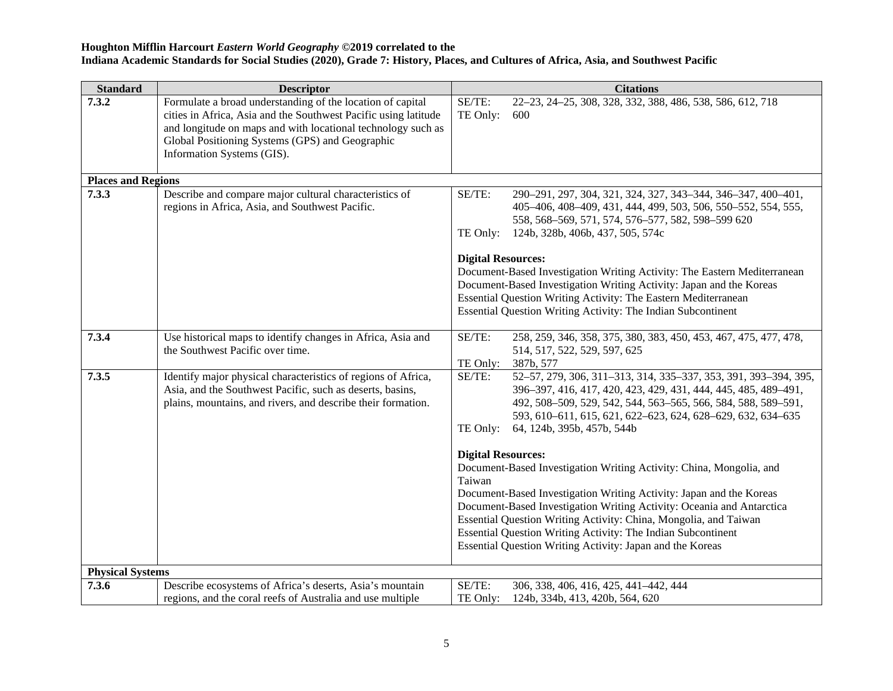**Houghton Mifflin Harcourt *Eastern World Geography* ©2019 correlated to the**
**Indiana Academic Standards for Social Studies (2020), Grade 7: History, Places, and Cultures of Africa, Asia, and Southwest Pacific**

| Standard | Descriptor | Citations |
|---|---|---|
| **7.3.2** | Formulate a broad understanding of the location of capital cities in Africa, Asia and the Southwest Pacific using latitude and longitude on maps and with locational technology such as Global Positioning Systems (GPS) and Geographic Information Systems (GIS). | SE/TE: 22–23, 24–25, 308, 328, 332, 388, 486, 538, 586, 612, 718<br>TE Only: 600 |
| **Places and Regions** | | |
| **7.3.3** | Describe and compare major cultural characteristics of regions in Africa, Asia, and Southwest Pacific. | SE/TE: 290–291, 297, 304, 321, 324, 327, 343–344, 346–347, 400–401, 405–406, 408–409, 431, 444, 499, 503, 506, 550–552, 554, 555, 558, 568–569, 571, 574, 576–577, 582, 598–599 620<br>TE Only: 124b, 328b, 406b, 437, 505, 574c<br><br>**Digital Resources:**<br>Document-Based Investigation Writing Activity: The Eastern Mediterranean<br>Document-Based Investigation Writing Activity: Japan and the Koreas<br>Essential Question Writing Activity: The Eastern Mediterranean<br>Essential Question Writing Activity: The Indian Subcontinent |
| **7.3.4** | Use historical maps to identify changes in Africa, Asia and the Southwest Pacific over time. | SE/TE: 258, 259, 346, 358, 375, 380, 383, 450, 453, 467, 475, 477, 478, 514, 517, 522, 529, 597, 625<br>TE Only: 387b, 577 |
| **7.3.5** | Identify major physical characteristics of regions of Africa, Asia, and the Southwest Pacific, such as deserts, basins, plains, mountains, and rivers, and describe their formation. | SE/TE: 52–57, 279, 306, 311–313, 314, 335–337, 353, 391, 393–394, 395, 396–397, 416, 417, 420, 423, 429, 431, 444, 445, 485, 489–491, 492, 508–509, 529, 542, 544, 563–565, 566, 584, 588, 589–591, 593, 610–611, 615, 621, 622–623, 624, 628–629, 632, 634–635<br>TE Only: 64, 124b, 395b, 457b, 544b<br><br>**Digital Resources:**<br>Document-Based Investigation Writing Activity: China, Mongolia, and Taiwan<br>Document-Based Investigation Writing Activity: Japan and the Koreas<br>Document-Based Investigation Writing Activity: Oceania and Antarctica<br>Essential Question Writing Activity: China, Mongolia, and Taiwan<br>Essential Question Writing Activity: The Indian Subcontinent<br>Essential Question Writing Activity: Japan and the Koreas |
| **Physical Systems** | | |
| **7.3.6** | Describe ecosystems of Africa's deserts, Asia's mountain regions, and the coral reefs of Australia and use multiple | SE/TE: 306, 338, 406, 416, 425, 441–442, 444<br>TE Only: 124b, 334b, 413, 420b, 564, 620 |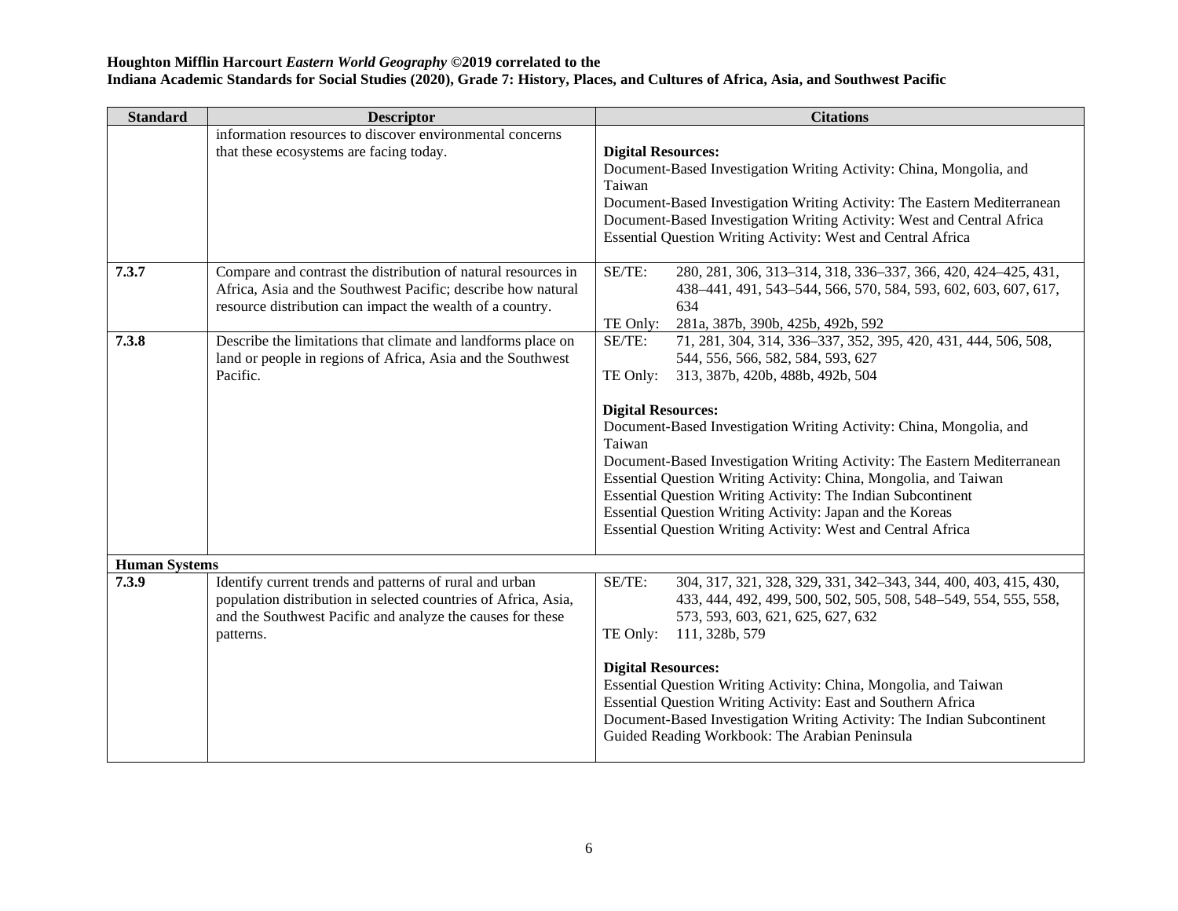**Houghton Mifflin Harcourt *Eastern World Geography* ©2019 correlated to the**
**Indiana Academic Standards for Social Studies (2020), Grade 7: History, Places, and Cultures of Africa, Asia, and Southwest Pacific**

| Standard | Descriptor | Citations |
|---|---|---|
| | information resources to discover environmental concerns that these ecosystems are facing today. | **Digital Resources:**<br>Document-Based Investigation Writing Activity: China, Mongolia, and Taiwan<br>Document-Based Investigation Writing Activity: The Eastern Mediterranean<br>Document-Based Investigation Writing Activity: West and Central Africa<br>Essential Question Writing Activity: West and Central Africa |
| **7.3.7** | Compare and contrast the distribution of natural resources in Africa, Asia and the Southwest Pacific; describe how natural resource distribution can impact the wealth of a country. | SE/TE: 280, 281, 306, 313–314, 318, 336–337, 366, 420, 424–425, 431, 438–441, 491, 543–544, 566, 570, 584, 593, 602, 603, 607, 617, 634<br>TE Only: 281a, 387b, 390b, 425b, 492b, 592 |
| **7.3.8** | Describe the limitations that climate and landforms place on land or people in regions of Africa, Asia and the Southwest Pacific. | SE/TE: 71, 281, 304, 314, 336–337, 352, 395, 420, 431, 444, 506, 508, 544, 556, 566, 582, 584, 593, 627<br>TE Only: 313, 387b, 420b, 488b, 492b, 504<br><br>**Digital Resources:**<br>Document-Based Investigation Writing Activity: China, Mongolia, and Taiwan<br>Document-Based Investigation Writing Activity: The Eastern Mediterranean<br>Essential Question Writing Activity: China, Mongolia, and Taiwan<br>Essential Question Writing Activity: The Indian Subcontinent<br>Essential Question Writing Activity: Japan and the Koreas<br>Essential Question Writing Activity: West and Central Africa |
| **Human Systems** | | |
| **7.3.9** | Identify current trends and patterns of rural and urban population distribution in selected countries of Africa, Asia, and the Southwest Pacific and analyze the causes for these patterns. | SE/TE: 304, 317, 321, 328, 329, 331, 342–343, 344, 400, 403, 415, 430, 433, 444, 492, 499, 500, 502, 505, 508, 548–549, 554, 555, 558, 573, 593, 603, 621, 625, 627, 632<br>TE Only: 111, 328b, 579<br><br>**Digital Resources:**<br>Essential Question Writing Activity: China, Mongolia, and Taiwan<br>Essential Question Writing Activity: East and Southern Africa<br>Document-Based Investigation Writing Activity: The Indian Subcontinent<br>Guided Reading Workbook: The Arabian Peninsula |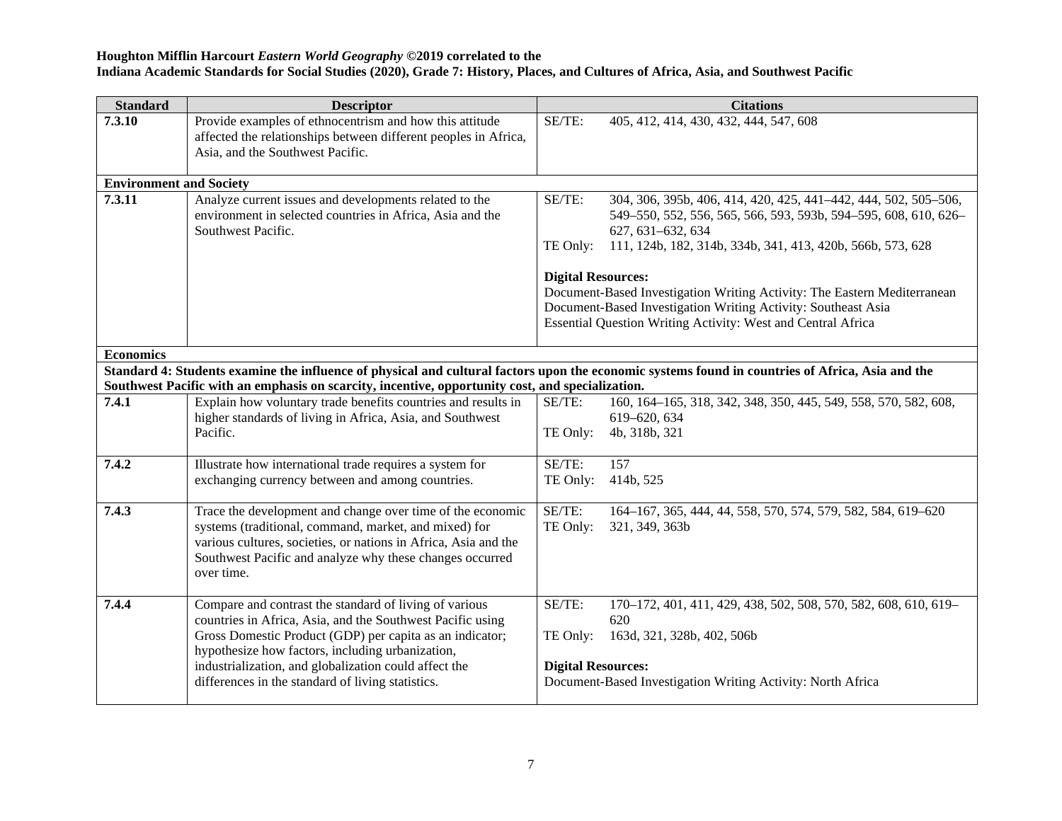**Houghton Mifflin Harcourt *Eastern World Geography* ©2019 correlated to the**
**Indiana Academic Standards for Social Studies (2020), Grade 7: History, Places, and Cultures of Africa, Asia, and Southwest Pacific**

| Standard | Descriptor | Citations |
|---|---|---|
| **7.3.10** | Provide examples of ethnocentrism and how this attitude affected the relationships between different peoples in Africa, Asia, and the Southwest Pacific. | SE/TE: 405, 412, 414, 430, 432, 444, 547, 608 |
| **Environment and Society** | | |
| **7.3.11** | Analyze current issues and developments related to the environment in selected countries in Africa, Asia and the Southwest Pacific. | SE/TE: 304, 306, 395b, 406, 414, 420, 425, 441–442, 444, 502, 505–506, 549–550, 552, 556, 565, 566, 593, 593b, 594–595, 608, 610, 626–627, 631–632, 634<br>TE Only: 111, 124b, 182, 314b, 334b, 341, 413, 420b, 566b, 573, 628<br><br>**Digital Resources:**<br>Document-Based Investigation Writing Activity: The Eastern Mediterranean<br>Document-Based Investigation Writing Activity: Southeast Asia<br>Essential Question Writing Activity: West and Central Africa |
| **Economics** | | |
| **Standard 4: Students examine the influence of physical and cultural factors upon the economic systems found in countries of Africa, Asia and the Southwest Pacific with an emphasis on scarcity, incentive, opportunity cost, and specialization.** | | |
| **7.4.1** | Explain how voluntary trade benefits countries and results in higher standards of living in Africa, Asia, and Southwest Pacific. | SE/TE: 160, 164–165, 318, 342, 348, 350, 445, 549, 558, 570, 582, 608, 619–620, 634<br>TE Only: 4b, 318b, 321 |
| **7.4.2** | Illustrate how international trade requires a system for exchanging currency between and among countries. | SE/TE: 157<br>TE Only: 414b, 525 |
| **7.4.3** | Trace the development and change over time of the economic systems (traditional, command, market, and mixed) for various cultures, societies, or nations in Africa, Asia and the Southwest Pacific and analyze why these changes occurred over time. | SE/TE: 164–167, 365, 444, 44, 558, 570, 574, 579, 582, 584, 619–620<br>TE Only: 321, 349, 363b |
| **7.4.4** | Compare and contrast the standard of living of various countries in Africa, Asia, and the Southwest Pacific using Gross Domestic Product (GDP) per capita as an indicator; hypothesize how factors, including urbanization, industrialization, and globalization could affect the differences in the standard of living statistics. | SE/TE: 170–172, 401, 411, 429, 438, 502, 508, 570, 582, 608, 610, 619–620<br>TE Only: 163d, 321, 328b, 402, 506b<br><br>**Digital Resources:**<br>Document-Based Investigation Writing Activity: North Africa |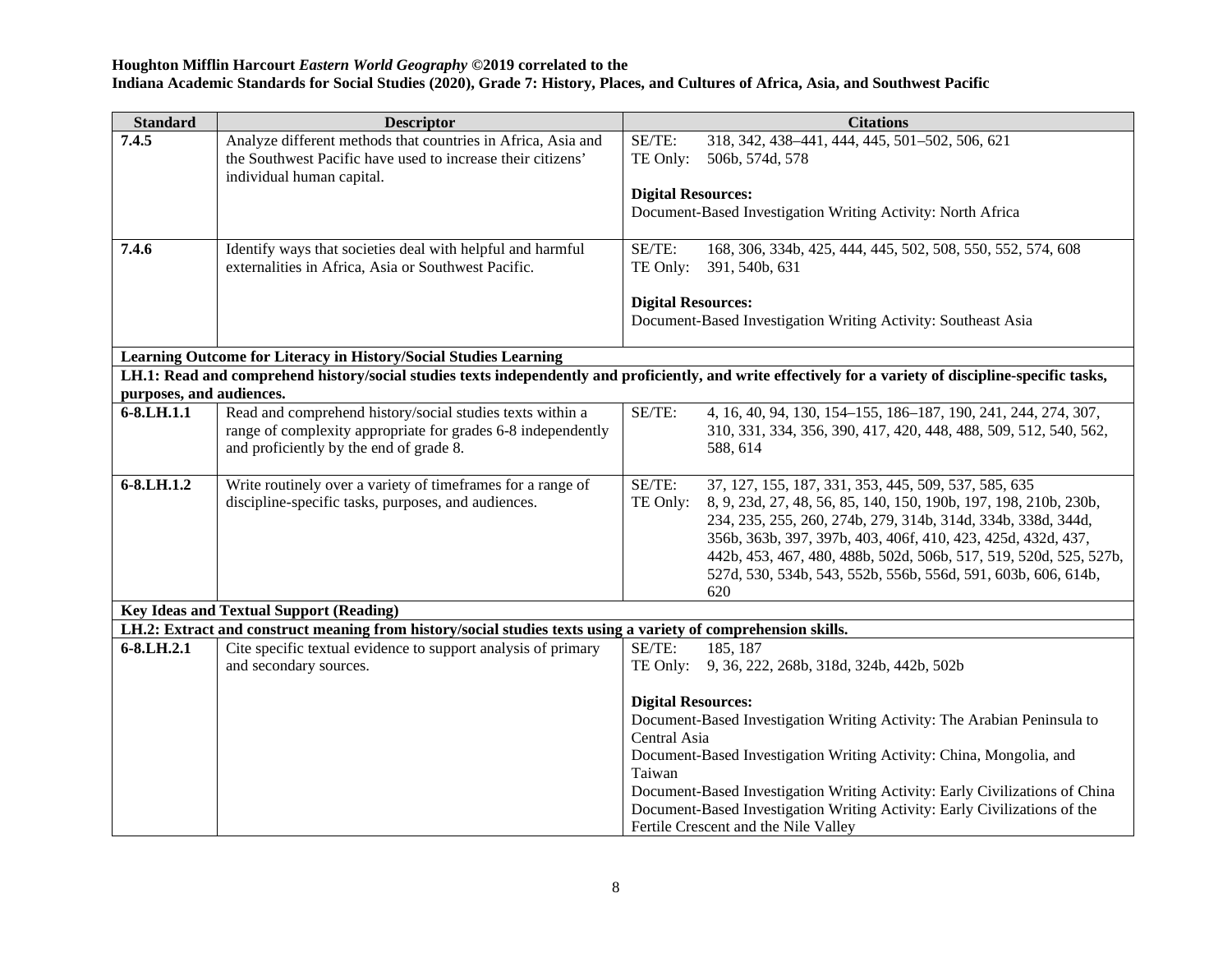**Houghton Mifflin Harcourt *Eastern World Geography* ©2019 correlated to the**
**Indiana Academic Standards for Social Studies (2020), Grade 7: History, Places, and Cultures of Africa, Asia, and Southwest Pacific**

| Standard | Descriptor | Citations |
|---|---|---|
| **7.4.5** | Analyze different methods that countries in Africa, Asia and the Southwest Pacific have used to increase their citizens' individual human capital. | SE/TE: 318, 342, 438–441, 444, 445, 501–502, 506, 621<br>TE Only: 506b, 574d, 578<br><br>**Digital Resources:**<br>Document-Based Investigation Writing Activity: North Africa |
| **7.4.6** | Identify ways that societies deal with helpful and harmful externalities in Africa, Asia or Southwest Pacific. | SE/TE: 168, 306, 334b, 425, 444, 445, 502, 508, 550, 552, 574, 608<br>TE Only: 391, 540b, 631<br><br>**Digital Resources:**<br>Document-Based Investigation Writing Activity: Southeast Asia |
| **Learning Outcome for Literacy in History/Social Studies Learning** | | |
| **LH.1: Read and comprehend history/social studies texts independently and proficiently, and write effectively for a variety of discipline-specific tasks, purposes, and audiences.** | | |
| **6-8.LH.1.1** | Read and comprehend history/social studies texts within a range of complexity appropriate for grades 6-8 independently and proficiently by the end of grade 8. | SE/TE: 4, 16, 40, 94, 130, 154–155, 186–187, 190, 241, 244, 274, 307, 310, 331, 334, 356, 390, 417, 420, 448, 488, 509, 512, 540, 562, 588, 614 |
| **6-8.LH.1.2** | Write routinely over a variety of timeframes for a range of discipline-specific tasks, purposes, and audiences. | SE/TE: 37, 127, 155, 187, 331, 353, 445, 509, 537, 585, 635<br>TE Only: 8, 9, 23d, 27, 48, 56, 85, 140, 150, 190b, 197, 198, 210b, 230b, 234, 235, 255, 260, 274b, 279, 314b, 314d, 334b, 338d, 344d, 356b, 363b, 397, 397b, 403, 406f, 410, 423, 425d, 432d, 437, 442b, 453, 467, 480, 488b, 502d, 506b, 517, 519, 520d, 525, 527b, 527d, 530, 534b, 543, 552b, 556b, 556d, 591, 603b, 606, 614b, 620 |
| **Key Ideas and Textual Support (Reading)** | | |
| **LH.2: Extract and construct meaning from history/social studies texts using a variety of comprehension skills.** | | |
| **6-8.LH.2.1** | Cite specific textual evidence to support analysis of primary and secondary sources. | SE/TE: 185, 187<br>TE Only: 9, 36, 222, 268b, 318d, 324b, 442b, 502b<br><br>**Digital Resources:**<br>Document-Based Investigation Writing Activity: The Arabian Peninsula to Central Asia<br>Document-Based Investigation Writing Activity: China, Mongolia, and Taiwan<br>Document-Based Investigation Writing Activity: Early Civilizations of China<br>Document-Based Investigation Writing Activity: Early Civilizations of the Fertile Crescent and the Nile Valley |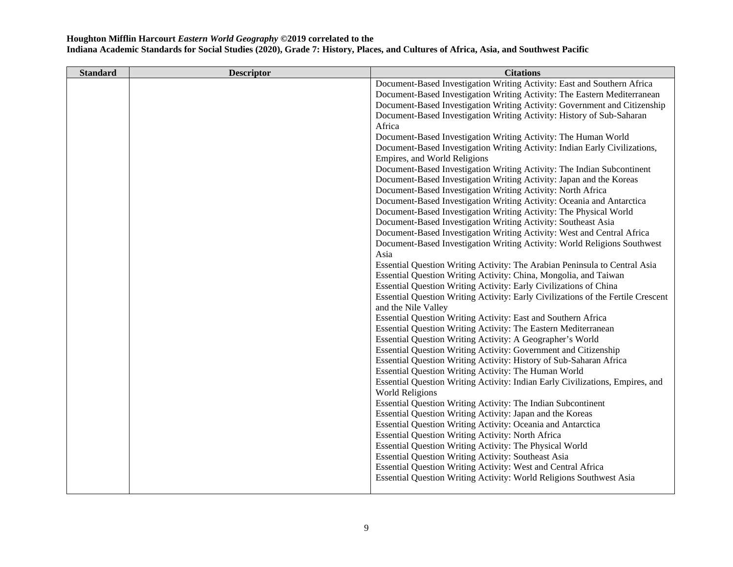**Houghton Mifflin Harcourt *Eastern World Geography* ©2019 correlated to the**
**Indiana Academic Standards for Social Studies (2020), Grade 7: History, Places, and Cultures of Africa, Asia, and Southwest Pacific**

| Standard | Descriptor | Citations |
|---|---|---|
| | | Document-Based Investigation Writing Activity: East and Southern Africa<br>Document-Based Investigation Writing Activity: The Eastern Mediterranean<br>Document-Based Investigation Writing Activity: Government and Citizenship<br>Document-Based Investigation Writing Activity: History of Sub-Saharan Africa<br>Document-Based Investigation Writing Activity: The Human World<br>Document-Based Investigation Writing Activity: Indian Early Civilizations, Empires, and World Religions<br>Document-Based Investigation Writing Activity: The Indian Subcontinent<br>Document-Based Investigation Writing Activity: Japan and the Koreas<br>Document-Based Investigation Writing Activity: North Africa<br>Document-Based Investigation Writing Activity: Oceania and Antarctica<br>Document-Based Investigation Writing Activity: The Physical World<br>Document-Based Investigation Writing Activity: Southeast Asia<br>Document-Based Investigation Writing Activity: West and Central Africa<br>Document-Based Investigation Writing Activity: World Religions Southwest Asia<br>Essential Question Writing Activity: The Arabian Peninsula to Central Asia<br>Essential Question Writing Activity: China, Mongolia, and Taiwan<br>Essential Question Writing Activity: Early Civilizations of China<br>Essential Question Writing Activity: Early Civilizations of the Fertile Crescent and the Nile Valley<br>Essential Question Writing Activity: East and Southern Africa<br>Essential Question Writing Activity: The Eastern Mediterranean<br>Essential Question Writing Activity: A Geographer's World<br>Essential Question Writing Activity: Government and Citizenship<br>Essential Question Writing Activity: History of Sub-Saharan Africa<br>Essential Question Writing Activity: The Human World<br>Essential Question Writing Activity: Indian Early Civilizations, Empires, and World Religions<br>Essential Question Writing Activity: The Indian Subcontinent<br>Essential Question Writing Activity: Japan and the Koreas<br>Essential Question Writing Activity: Oceania and Antarctica<br>Essential Question Writing Activity: North Africa<br>Essential Question Writing Activity: The Physical World<br>Essential Question Writing Activity: Southeast Asia<br>Essential Question Writing Activity: West and Central Africa<br>Essential Question Writing Activity: World Religions Southwest Asia |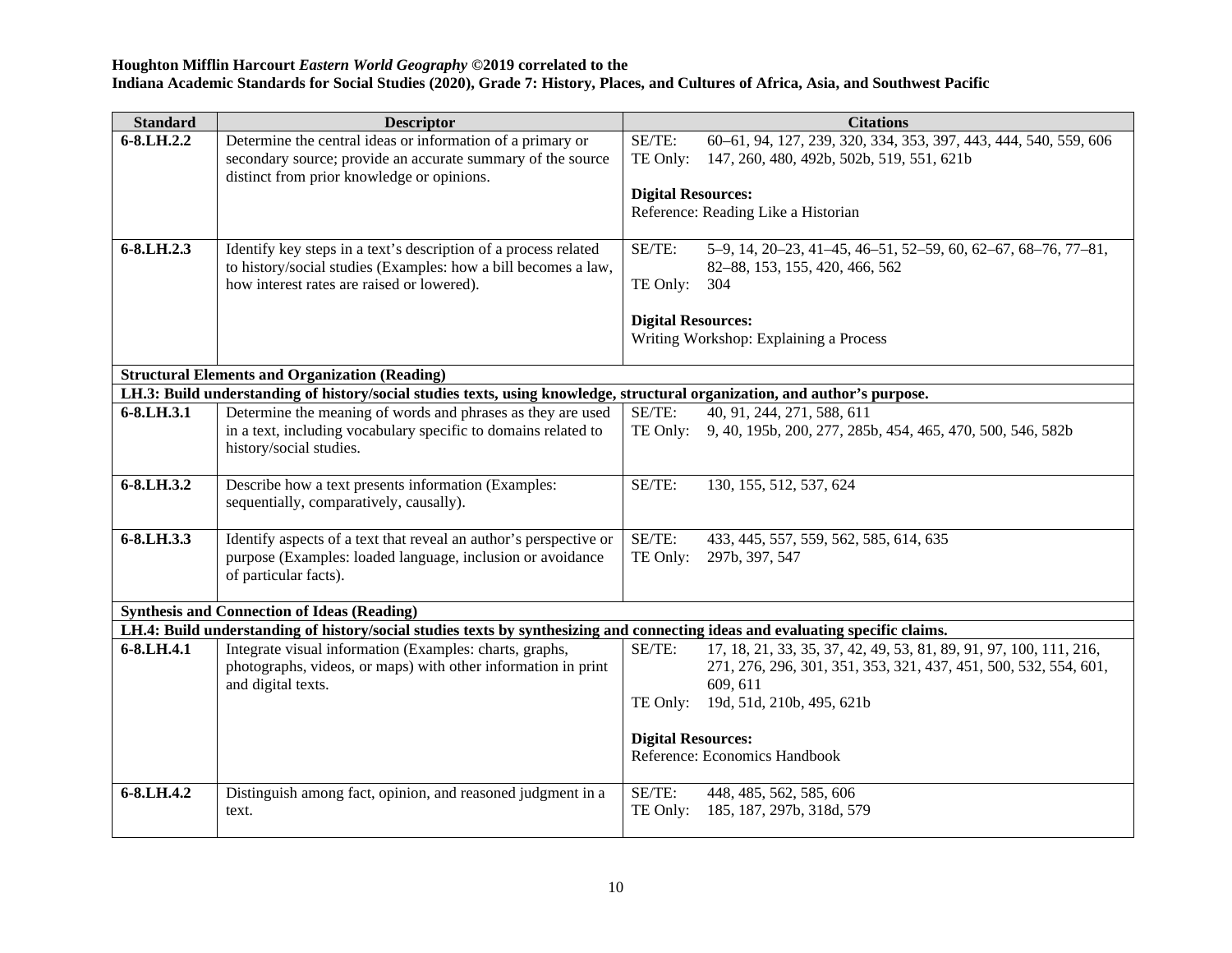**Houghton Mifflin Harcourt *Eastern World Geography* ©2019 correlated to the**
**Indiana Academic Standards for Social Studies (2020), Grade 7: History, Places, and Cultures of Africa, Asia, and Southwest Pacific**

| Standard | Descriptor | Citations |
|---|---|---|
| **6-8.LH.2.2** | Determine the central ideas or information of a primary or secondary source; provide an accurate summary of the source distinct from prior knowledge or opinions. | SE/TE: 60–61, 94, 127, 239, 320, 334, 353, 397, 443, 444, 540, 559, 606<br>TE Only: 147, 260, 480, 492b, 502b, 519, 551, 621b<br><br>**Digital Resources:**<br>Reference: Reading Like a Historian |
| **6-8.LH.2.3** | Identify key steps in a text's description of a process related to history/social studies (Examples: how a bill becomes a law, how interest rates are raised or lowered). | SE/TE: 5–9, 14, 20–23, 41–45, 46–51, 52–59, 60, 62–67, 68–76, 77–81, 82–88, 153, 155, 420, 466, 562<br>TE Only: 304<br><br>**Digital Resources:**<br>Writing Workshop: Explaining a Process |
| **Structural Elements and Organization (Reading)** | | |
| **LH.3: Build understanding of history/social studies texts, using knowledge, structural organization, and author's purpose.** | | |
| **6-8.LH.3.1** | Determine the meaning of words and phrases as they are used in a text, including vocabulary specific to domains related to history/social studies. | SE/TE: 40, 91, 244, 271, 588, 611<br>TE Only: 9, 40, 195b, 200, 277, 285b, 454, 465, 470, 500, 546, 582b |
| **6-8.LH.3.2** | Describe how a text presents information (Examples: sequentially, comparatively, causally). | SE/TE: 130, 155, 512, 537, 624 |
| **6-8.LH.3.3** | Identify aspects of a text that reveal an author's perspective or purpose (Examples: loaded language, inclusion or avoidance of particular facts). | SE/TE: 433, 445, 557, 559, 562, 585, 614, 635<br>TE Only: 297b, 397, 547 |
| **Synthesis and Connection of Ideas (Reading)** | | |
| **LH.4: Build understanding of history/social studies texts by synthesizing and connecting ideas and evaluating specific claims.** | | |
| **6-8.LH.4.1** | Integrate visual information (Examples: charts, graphs, photographs, videos, or maps) with other information in print and digital texts. | SE/TE: 17, 18, 21, 33, 35, 37, 42, 49, 53, 81, 89, 91, 97, 100, 111, 216, 271, 276, 296, 301, 351, 353, 321, 437, 451, 500, 532, 554, 601, 609, 611<br>TE Only: 19d, 51d, 210b, 495, 621b<br><br>**Digital Resources:**<br>Reference: Economics Handbook |
| **6-8.LH.4.2** | Distinguish among fact, opinion, and reasoned judgment in a text. | SE/TE: 448, 485, 562, 585, 606<br>TE Only: 185, 187, 297b, 318d, 579 |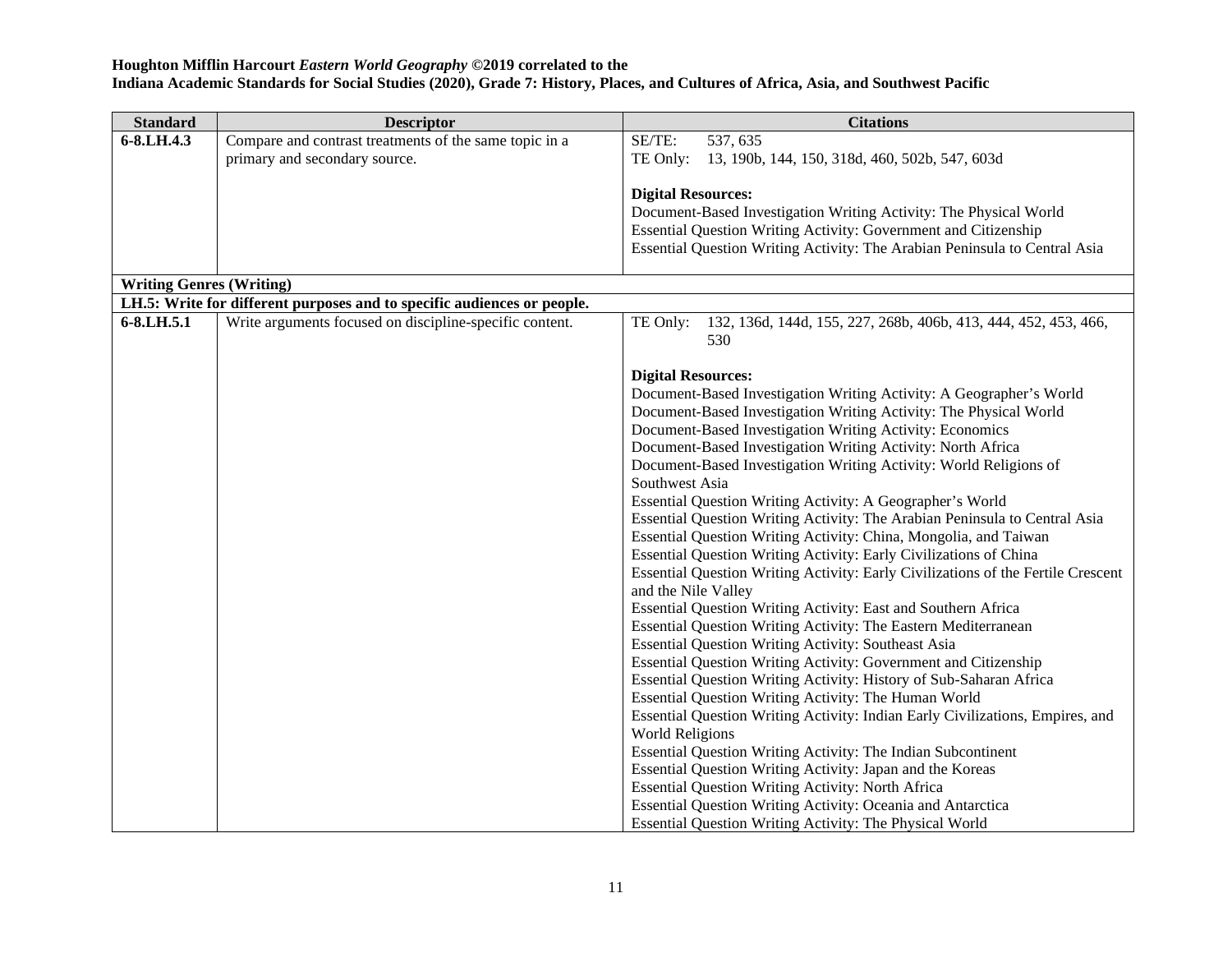**Houghton Mifflin Harcourt *Eastern World Geography* ©2019 correlated to the**
**Indiana Academic Standards for Social Studies (2020), Grade 7: History, Places, and Cultures of Africa, Asia, and Southwest Pacific**

| Standard | Descriptor | Citations |
|---|---|---|
| **6-8.LH.4.3** | Compare and contrast treatments of the same topic in a primary and secondary source. | SE/TE: 537, 635<br>TE Only: 13, 190b, 144, 150, 318d, 460, 502b, 547, 603d<br><br>**Digital Resources:**<br>Document-Based Investigation Writing Activity: The Physical World<br>Essential Question Writing Activity: Government and Citizenship<br>Essential Question Writing Activity: The Arabian Peninsula to Central Asia |
| **Writing Genres (Writing)** | | |
| **LH.5: Write for different purposes and to specific audiences or people.** | | |
| **6-8.LH.5.1** | Write arguments focused on discipline-specific content. | TE Only: 132, 136d, 144d, 155, 227, 268b, 406b, 413, 444, 452, 453, 466, 530<br><br>**Digital Resources:**<br>Document-Based Investigation Writing Activity: A Geographer's World<br>Document-Based Investigation Writing Activity: The Physical World<br>Document-Based Investigation Writing Activity: Economics<br>Document-Based Investigation Writing Activity: North Africa<br>Document-Based Investigation Writing Activity: World Religions of Southwest Asia<br>Essential Question Writing Activity: A Geographer's World<br>Essential Question Writing Activity: The Arabian Peninsula to Central Asia<br>Essential Question Writing Activity: China, Mongolia, and Taiwan<br>Essential Question Writing Activity: Early Civilizations of China<br>Essential Question Writing Activity: Early Civilizations of the Fertile Crescent and the Nile Valley<br>Essential Question Writing Activity: East and Southern Africa<br>Essential Question Writing Activity: The Eastern Mediterranean<br>Essential Question Writing Activity: Southeast Asia<br>Essential Question Writing Activity: Government and Citizenship<br>Essential Question Writing Activity: History of Sub-Saharan Africa<br>Essential Question Writing Activity: The Human World<br>Essential Question Writing Activity: Indian Early Civilizations, Empires, and World Religions<br>Essential Question Writing Activity: The Indian Subcontinent<br>Essential Question Writing Activity: Japan and the Koreas<br>Essential Question Writing Activity: North Africa<br>Essential Question Writing Activity: Oceania and Antarctica<br>Essential Question Writing Activity: The Physical World |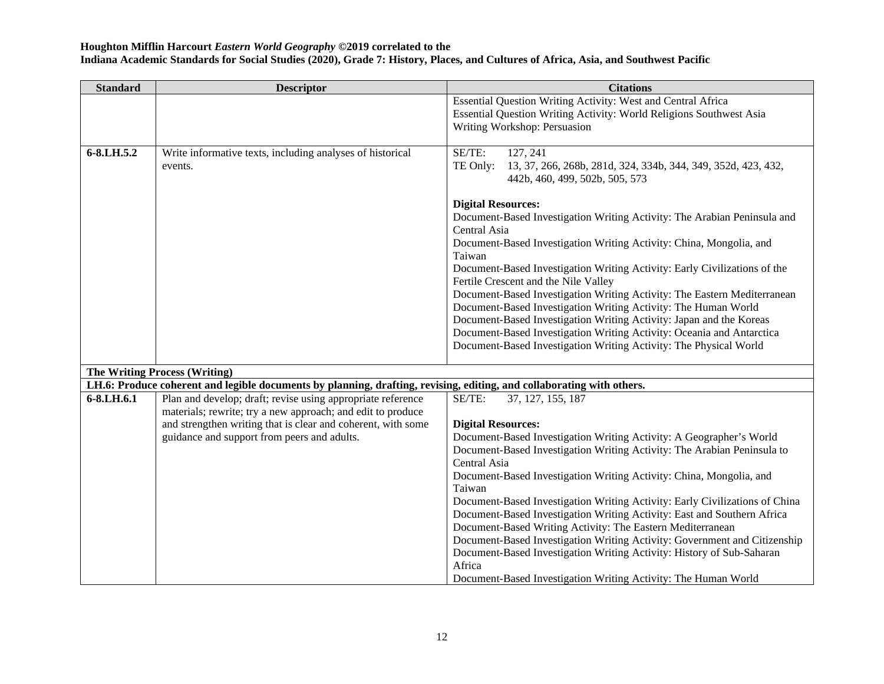**Houghton Mifflin Harcourt *Eastern World Geography* ©2019 correlated to the**
**Indiana Academic Standards for Social Studies (2020), Grade 7: History, Places, and Cultures of Africa, Asia, and Southwest Pacific**

| Standard | Descriptor | Citations |
|---|---|---|
| | | Essential Question Writing Activity: West and Central Africa<br>Essential Question Writing Activity: World Religions Southwest Asia<br>Writing Workshop: Persuasion |
| **6-8.LH.5.2** | Write informative texts, including analyses of historical events. | SE/TE: 127, 241<br>TE Only: 13, 37, 266, 268b, 281d, 324, 334b, 344, 349, 352d, 423, 432, 442b, 460, 499, 502b, 505, 573<br><br>**Digital Resources:**<br>Document-Based Investigation Writing Activity: The Arabian Peninsula and Central Asia<br>Document-Based Investigation Writing Activity: China, Mongolia, and Taiwan<br>Document-Based Investigation Writing Activity: Early Civilizations of the Fertile Crescent and the Nile Valley<br>Document-Based Investigation Writing Activity: The Eastern Mediterranean<br>Document-Based Investigation Writing Activity: The Human World<br>Document-Based Investigation Writing Activity: Japan and the Koreas<br>Document-Based Investigation Writing Activity: Oceania and Antarctica<br>Document-Based Investigation Writing Activity: The Physical World |
| **The Writing Process (Writing)** | | |
| **LH.6: Produce coherent and legible documents by planning, drafting, revising, editing, and collaborating with others.** | | |
| **6-8.LH.6.1** | Plan and develop; draft; revise using appropriate reference materials; rewrite; try a new approach; and edit to produce and strengthen writing that is clear and coherent, with some guidance and support from peers and adults. | SE/TE: 37, 127, 155, 187<br><br>**Digital Resources:**<br>Document-Based Investigation Writing Activity: A Geographer's World<br>Document-Based Investigation Writing Activity: The Arabian Peninsula to Central Asia<br>Document-Based Investigation Writing Activity: China, Mongolia, and Taiwan<br>Document-Based Investigation Writing Activity: Early Civilizations of China<br>Document-Based Investigation Writing Activity: East and Southern Africa<br>Document-Based Writing Activity: The Eastern Mediterranean<br>Document-Based Investigation Writing Activity: Government and Citizenship<br>Document-Based Investigation Writing Activity: History of Sub-Saharan Africa<br>Document-Based Investigation Writing Activity: The Human World |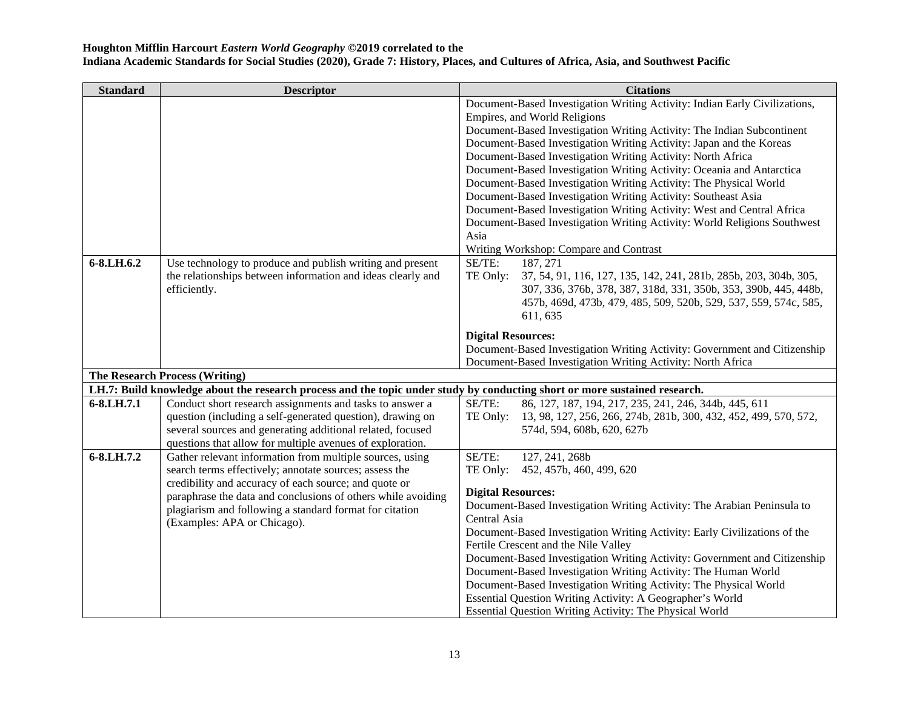**Houghton Mifflin Harcourt *Eastern World Geography* ©2019 correlated to the**
**Indiana Academic Standards for Social Studies (2020), Grade 7: History, Places, and Cultures of Africa, Asia, and Southwest Pacific**

| Standard | Descriptor | Citations |
|---|---|---|
| | | Document-Based Investigation Writing Activity: Indian Early Civilizations, Empires, and World Religions<br>Document-Based Investigation Writing Activity: The Indian Subcontinent<br>Document-Based Investigation Writing Activity: Japan and the Koreas<br>Document-Based Investigation Writing Activity: North Africa<br>Document-Based Investigation Writing Activity: Oceania and Antarctica<br>Document-Based Investigation Writing Activity: The Physical World<br>Document-Based Investigation Writing Activity: Southeast Asia<br>Document-Based Investigation Writing Activity: West and Central Africa<br>Document-Based Investigation Writing Activity: World Religions Southwest Asia<br>Writing Workshop: Compare and Contrast |
| **6-8.LH.6.2** | Use technology to produce and publish writing and present the relationships between information and ideas clearly and efficiently. | SE/TE: 187, 271<br>TE Only: 37, 54, 91, 116, 127, 135, 142, 241, 281b, 285b, 203, 304b, 305, 307, 336, 376b, 378, 387, 318d, 331, 350b, 353, 390b, 445, 448b, 457b, 469d, 473b, 479, 485, 509, 520b, 529, 537, 559, 574c, 585, 611, 635<br><br>**Digital Resources:**<br>Document-Based Investigation Writing Activity: Government and Citizenship<br>Document-Based Investigation Writing Activity: North Africa |
| **The Research Process (Writing)** | | |
| **LH.7: Build knowledge about the research process and the topic under study by conducting short or more sustained research.** | | |
| **6-8.LH.7.1** | Conduct short research assignments and tasks to answer a question (including a self-generated question), drawing on several sources and generating additional related, focused questions that allow for multiple avenues of exploration. | SE/TE: 86, 127, 187, 194, 217, 235, 241, 246, 344b, 445, 611<br>TE Only: 13, 98, 127, 256, 266, 274b, 281b, 300, 432, 452, 499, 570, 572, 574d, 594, 608b, 620, 627b |
| **6-8.LH.7.2** | Gather relevant information from multiple sources, using search terms effectively; annotate sources; assess the credibility and accuracy of each source; and quote or paraphrase the data and conclusions of others while avoiding plagiarism and following a standard format for citation (Examples: APA or Chicago). | SE/TE: 127, 241, 268b<br>TE Only: 452, 457b, 460, 499, 620<br><br>**Digital Resources:**<br>Document-Based Investigation Writing Activity: The Arabian Peninsula to Central Asia<br>Document-Based Investigation Writing Activity: Early Civilizations of the Fertile Crescent and the Nile Valley<br>Document-Based Investigation Writing Activity: Government and Citizenship<br>Document-Based Investigation Writing Activity: The Human World<br>Document-Based Investigation Writing Activity: The Physical World<br>Essential Question Writing Activity: A Geographer's World<br>Essential Question Writing Activity: The Physical World |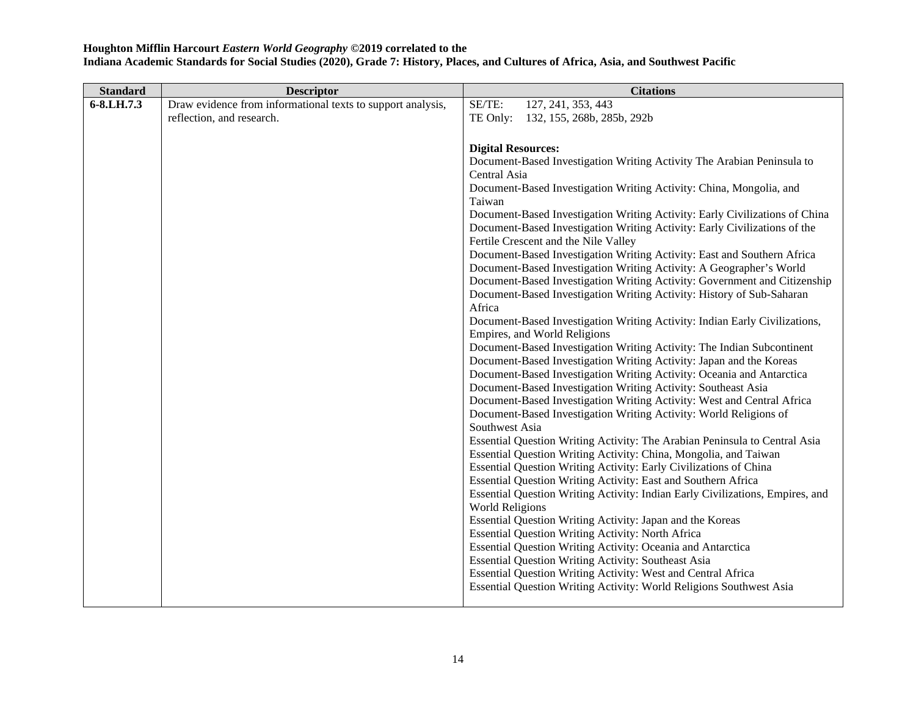**Houghton Mifflin Harcourt *Eastern World Geography* ©2019 correlated to the**
**Indiana Academic Standards for Social Studies (2020), Grade 7: History, Places, and Cultures of Africa, Asia, and Southwest Pacific**

| Standard | Descriptor | Citations |
|---|---|---|
| **6-8.LH.7.3** | Draw evidence from informational texts to support analysis, reflection, and research. | SE/TE: 127, 241, 353, 443<br>TE Only: 132, 155, 268b, 285b, 292b<br><br>**Digital Resources:**<br>Document-Based Investigation Writing Activity The Arabian Peninsula to Central Asia<br>Document-Based Investigation Writing Activity: China, Mongolia, and Taiwan<br>Document-Based Investigation Writing Activity: Early Civilizations of China<br>Document-Based Investigation Writing Activity: Early Civilizations of the Fertile Crescent and the Nile Valley<br>Document-Based Investigation Writing Activity: East and Southern Africa<br>Document-Based Investigation Writing Activity: A Geographer's World<br>Document-Based Investigation Writing Activity: Government and Citizenship<br>Document-Based Investigation Writing Activity: History of Sub-Saharan Africa<br>Document-Based Investigation Writing Activity: Indian Early Civilizations, Empires, and World Religions<br>Document-Based Investigation Writing Activity: The Indian Subcontinent<br>Document-Based Investigation Writing Activity: Japan and the Koreas<br>Document-Based Investigation Writing Activity: Oceania and Antarctica<br>Document-Based Investigation Writing Activity: Southeast Asia<br>Document-Based Investigation Writing Activity: West and Central Africa<br>Document-Based Investigation Writing Activity: World Religions of Southwest Asia<br>Essential Question Writing Activity: The Arabian Peninsula to Central Asia<br>Essential Question Writing Activity: China, Mongolia, and Taiwan<br>Essential Question Writing Activity: Early Civilizations of China<br>Essential Question Writing Activity: East and Southern Africa<br>Essential Question Writing Activity: Indian Early Civilizations, Empires, and World Religions<br>Essential Question Writing Activity: Japan and the Koreas<br>Essential Question Writing Activity: North Africa<br>Essential Question Writing Activity: Oceania and Antarctica<br>Essential Question Writing Activity: Southeast Asia<br>Essential Question Writing Activity: West and Central Africa<br>Essential Question Writing Activity: World Religions Southwest Asia |